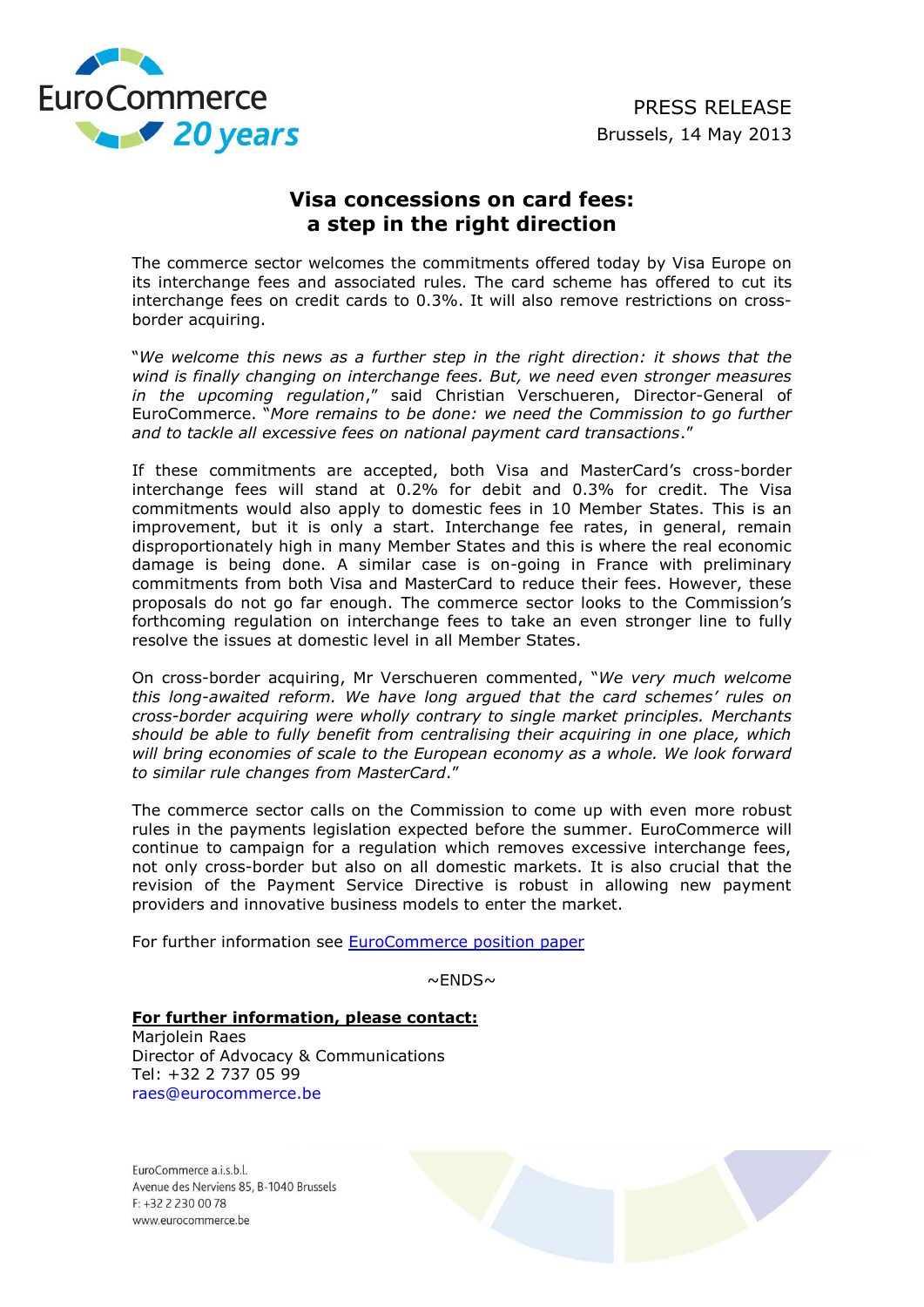EuroCommerce 20 years

PRESS RELEASE
Brussels, 14 May 2013

# Visa concessions on card fees: a step in the right direction

The commerce sector welcomes the commitments offered today by Visa Europe on its interchange fees and associated rules. The card scheme has offered to cut its interchange fees on credit cards to 0.3%. It will also remove restrictions on cross-border acquiring.

"*We welcome this news as a further step in the right direction: it shows that the wind is finally changing on interchange fees. But, we need even stronger measures in the upcoming regulation*," said Christian Verschueren, Director-General of EuroCommerce. "*More remains to be done: we need the Commission to go further and to tackle all excessive fees on national payment card transactions*."

If these commitments are accepted, both Visa and MasterCard's cross-border interchange fees will stand at 0.2% for debit and 0.3% for credit. The Visa commitments would also apply to domestic fees in 10 Member States. This is an improvement, but it is only a start. Interchange fee rates, in general, remain disproportionately high in many Member States and this is where the real economic damage is being done. A similar case is on-going in France with preliminary commitments from both Visa and MasterCard to reduce their fees. However, these proposals do not go far enough. The commerce sector looks to the Commission's forthcoming regulation on interchange fees to take an even stronger line to fully resolve the issues at domestic level in all Member States.

On cross-border acquiring, Mr Verschueren commented, "*We very much welcome this long-awaited reform. We have long argued that the card schemes' rules on cross-border acquiring were wholly contrary to single market principles. Merchants should be able to fully benefit from centralising their acquiring in one place, which will bring economies of scale to the European economy as a whole. We look forward to similar rule changes from MasterCard*."

The commerce sector calls on the Commission to come up with even more robust rules in the payments legislation expected before the summer. EuroCommerce will continue to campaign for a regulation which removes excessive interchange fees, not only cross-border but also on all domestic markets. It is also crucial that the revision of the Payment Service Directive is robust in allowing new payment providers and innovative business models to enter the market.

For further information see EuroCommerce position paper

~ENDS~

**For further information, please contact:**
Marjolein Raes
Director of Advocacy & Communications
Tel: +32 2 737 05 99
raes@eurocommerce.be

EuroCommerce a.i.s.b.l.
Avenue des Nerviens 85, B-1040 Brussels
F: +32 2 230 00 78
www.eurocommerce.be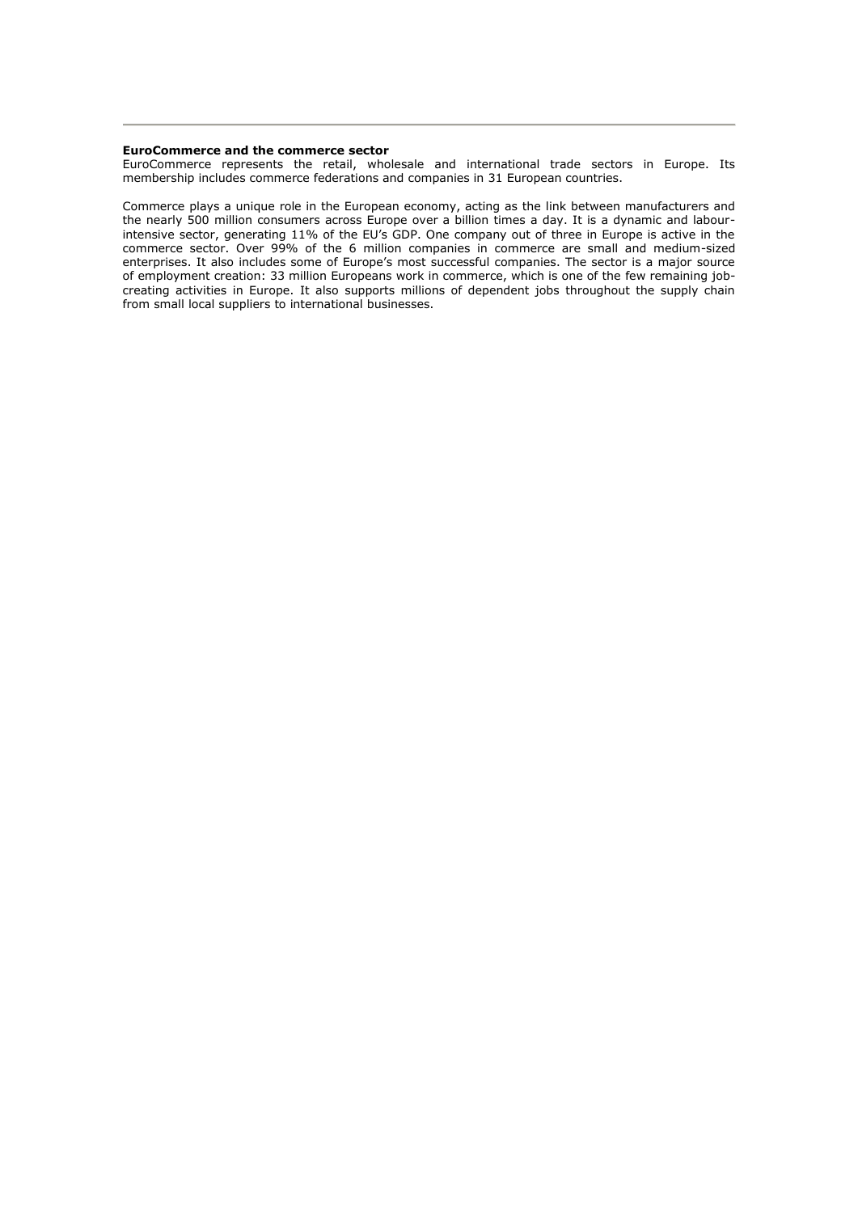---

**EuroCommerce and the commerce sector**

EuroCommerce represents the retail, wholesale and international trade sectors in Europe. Its membership includes commerce federations and companies in 31 European countries.

Commerce plays a unique role in the European economy, acting as the link between manufacturers and the nearly 500 million consumers across Europe over a billion times a day. It is a dynamic and labour-intensive sector, generating 11% of the EU's GDP. One company out of three in Europe is active in the commerce sector. Over 99% of the 6 million companies in commerce are small and medium-sized enterprises. It also includes some of Europe's most successful companies. The sector is a major source of employment creation: 33 million Europeans work in commerce, which is one of the few remaining job-creating activities in Europe. It also supports millions of dependent jobs throughout the supply chain from small local suppliers to international businesses.